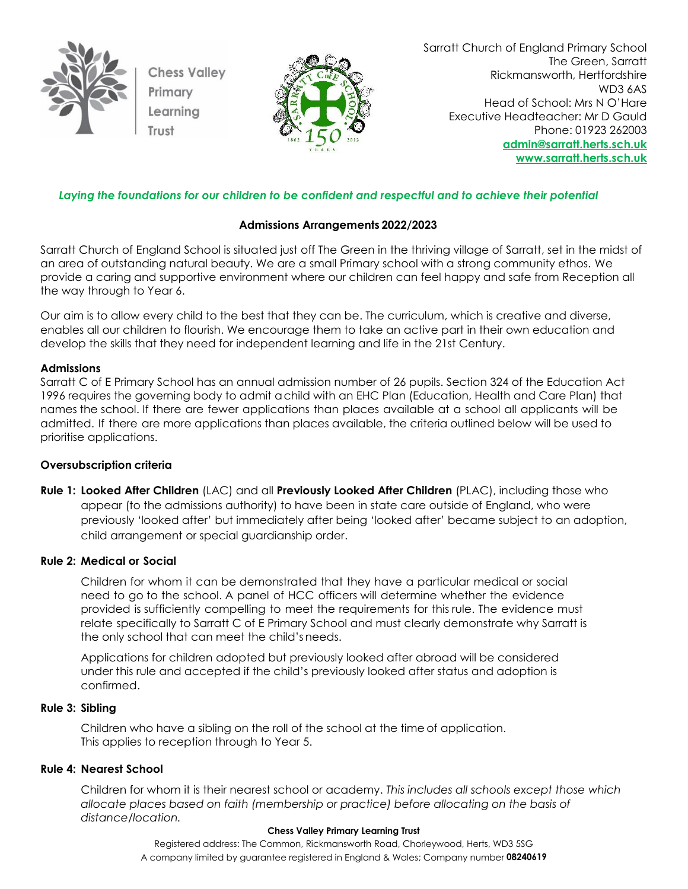Chess Valley Primary Learning Trust

Sarratt Church of England Primary School
The Green, Sarratt
Rickmansworth, Hertfordshire
WD3 6AS
Head of School: Mrs N O'Hare
Executive Headteacher: Mr D Gauld
Phone: 01923 262003
**admin@sarratt.herts.sch.uk**
**www.sarratt.herts.sch.uk**

***Laying the foundations for our children to be confident and respectful and to achieve their potential***

## Admissions Arrangements 2022/2023

Sarratt Church of England School is situated just off The Green in the thriving village of Sarratt, set in the midst of an area of outstanding natural beauty. We are a small Primary school with a strong community ethos. We provide a caring and supportive environment where our children can feel happy and safe from Reception all the way through to Year 6.

Our aim is to allow every child to the best that they can be. The curriculum, which is creative and diverse, enables all our children to flourish. We encourage them to take an active part in their own education and develop the skills that they need for independent learning and life in the 21st Century.

### Admissions

Sarratt C of E Primary School has an annual admission number of 26 pupils. Section 324 of the Education Act 1996 requires the governing body to admit a child with an EHC Plan (Education, Health and Care Plan) that names the school. If there are fewer applications than places available at a school all applicants will be admitted. If there are more applications than places available, the criteria outlined below will be used to prioritise applications.

### Oversubscription criteria

**Rule 1: Looked After Children** (LAC) and all **Previously Looked After Children** (PLAC), including those who appear (to the admissions authority) to have been in state care outside of England, who were previously 'looked after' but immediately after being 'looked after' became subject to an adoption, child arrangement or special guardianship order.

**Rule 2: Medical or Social**

Children for whom it can be demonstrated that they have a particular medical or social need to go to the school. A panel of HCC officers will determine whether the evidence provided is sufficiently compelling to meet the requirements for this rule. The evidence must relate specifically to Sarratt C of E Primary School and must clearly demonstrate why Sarratt is the only school that can meet the child's needs.

Applications for children adopted but previously looked after abroad will be considered under this rule and accepted if the child's previously looked after status and adoption is confirmed.

**Rule 3: Sibling**

Children who have a sibling on the roll of the school at the time of application. This applies to reception through to Year 5.

**Rule 4: Nearest School**

Children for whom it is their nearest school or academy. *This includes all schools except those which allocate places based on faith (membership or practice) before allocating on the basis of distance/location.*

**Chess Valley Primary Learning Trust**
Registered address: The Common, Rickmansworth Road, Chorleywood, Herts, WD3 5SG
A company limited by guarantee registered in England & Wales; Company number **08240619**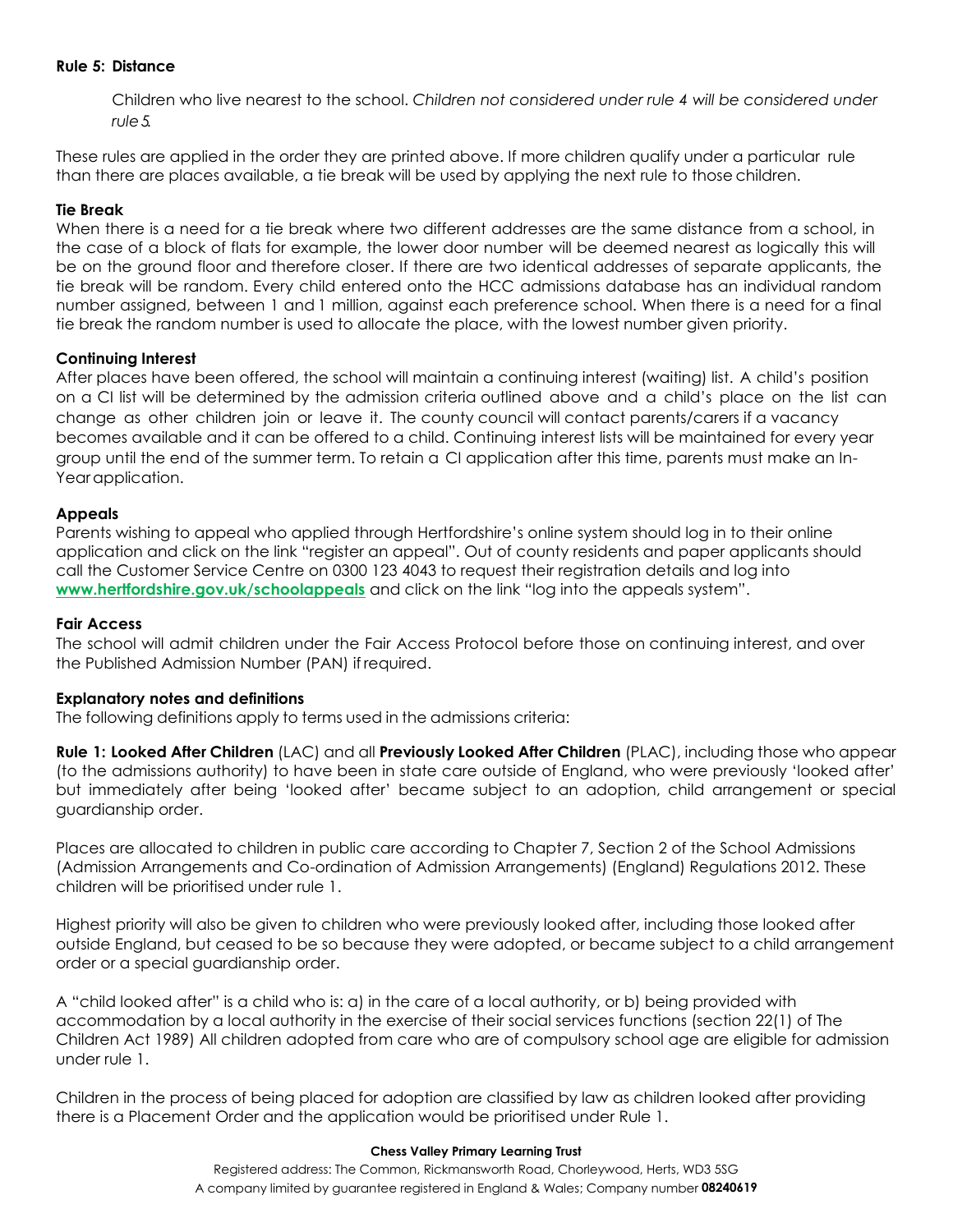**Rule 5: Distance**

Children who live nearest to the school. *Children not considered under rule 4 will be considered under rule 5.*

These rules are applied in the order they are printed above. If more children qualify under a particular rule than there are places available, a tie break will be used by applying the next rule to those children.

**Tie Break**

When there is a need for a tie break where two different addresses are the same distance from a school, in the case of a block of flats for example, the lower door number will be deemed nearest as logically this will be on the ground floor and therefore closer. If there are two identical addresses of separate applicants, the tie break will be random. Every child entered onto the HCC admissions database has an individual random number assigned, between 1 and 1 million, against each preference school. When there is a need for a final tie break the random number is used to allocate the place, with the lowest number given priority.

**Continuing Interest**

After places have been offered, the school will maintain a continuing interest (waiting) list. A child's position on a CI list will be determined by the admission criteria outlined above and a child's place on the list can change as other children join or leave it. The county council will contact parents/carers if a vacancy becomes available and it can be offered to a child. Continuing interest lists will be maintained for every year group until the end of the summer term. To retain a CI application after this time, parents must make an In-Year application.

**Appeals**

Parents wishing to appeal who applied through Hertfordshire's online system should log in to their online application and click on the link "register an appeal". Out of county residents and paper applicants should call the Customer Service Centre on 0300 123 4043 to request their registration details and log into **www.hertfordshire.gov.uk/schoolappeals** and click on the link "log into the appeals system".

**Fair Access**

The school will admit children under the Fair Access Protocol before those on continuing interest, and over the Published Admission Number (PAN) if required.

**Explanatory notes and definitions**

The following definitions apply to terms used in the admissions criteria:

**Rule 1: Looked After Children** (LAC) and all **Previously Looked After Children** (PLAC), including those who appear (to the admissions authority) to have been in state care outside of England, who were previously 'looked after' but immediately after being 'looked after' became subject to an adoption, child arrangement or special guardianship order.

Places are allocated to children in public care according to Chapter 7, Section 2 of the School Admissions (Admission Arrangements and Co-ordination of Admission Arrangements) (England) Regulations 2012. These children will be prioritised under rule 1.

Highest priority will also be given to children who were previously looked after, including those looked after outside England, but ceased to be so because they were adopted, or became subject to a child arrangement order or a special guardianship order.

A "child looked after" is a child who is: a) in the care of a local authority, or b) being provided with accommodation by a local authority in the exercise of their social services functions (section 22(1) of The Children Act 1989) All children adopted from care who are of compulsory school age are eligible for admission under rule 1.

Children in the process of being placed for adoption are classified by law as children looked after providing there is a Placement Order and the application would be prioritised under Rule 1.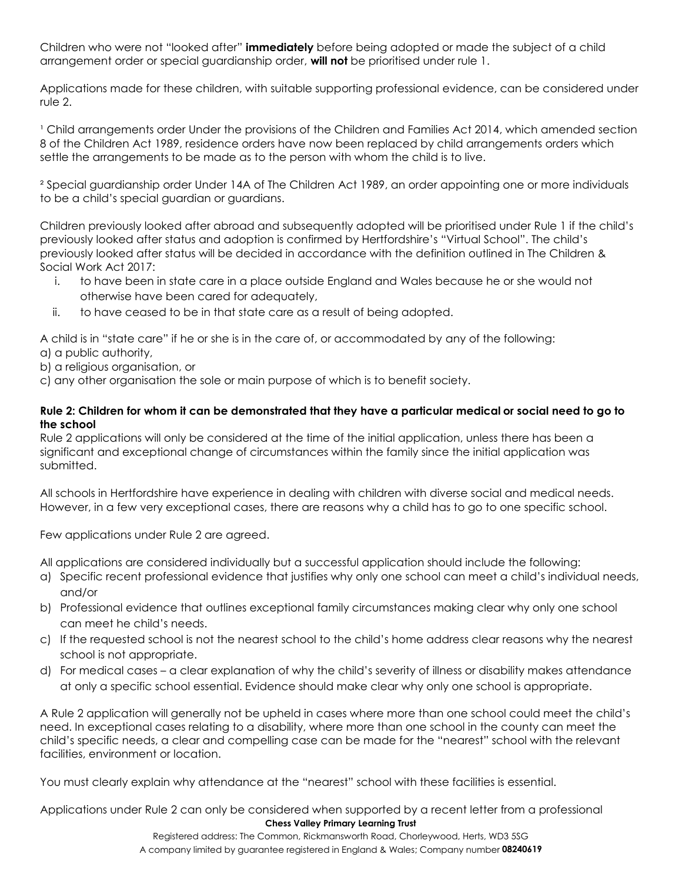Children who were not "looked after" **immediately** before being adopted or made the subject of a child arrangement order or special guardianship order, **will not** be prioritised under rule 1.

Applications made for these children, with suitable supporting professional evidence, can be considered under rule 2.

[1] Child arrangements order Under the provisions of the Children and Families Act 2014, which amended section 8 of the Children Act 1989, residence orders have now been replaced by child arrangements orders which settle the arrangements to be made as to the person with whom the child is to live.

[2] Special guardianship order Under 14A of The Children Act 1989, an order appointing one or more individuals to be a child's special guardian or guardians.

Children previously looked after abroad and subsequently adopted will be prioritised under Rule 1 if the child's previously looked after status and adoption is confirmed by Hertfordshire's "Virtual School". The child's previously looked after status will be decided in accordance with the definition outlined in The Children & Social Work Act 2017:

i. to have been in state care in a place outside England and Wales because he or she would not otherwise have been cared for adequately,
ii. to have ceased to be in that state care as a result of being adopted.

A child is in "state care" if he or she is in the care of, or accommodated by any of the following:
a) a public authority,
b) a religious organisation, or
c) any other organisation the sole or main purpose of which is to benefit society.

**Rule 2: Children for whom it can be demonstrated that they have a particular medical or social need to go to the school**

Rule 2 applications will only be considered at the time of the initial application, unless there has been a significant and exceptional change of circumstances within the family since the initial application was submitted.

All schools in Hertfordshire have experience in dealing with children with diverse social and medical needs. However, in a few very exceptional cases, there are reasons why a child has to go to one specific school.

Few applications under Rule 2 are agreed.

All applications are considered individually but a successful application should include the following:

a) Specific recent professional evidence that justifies why only one school can meet a child's individual needs, and/or
b) Professional evidence that outlines exceptional family circumstances making clear why only one school can meet he child's needs.
c) If the requested school is not the nearest school to the child's home address clear reasons why the nearest school is not appropriate.
d) For medical cases – a clear explanation of why the child's severity of illness or disability makes attendance at only a specific school essential. Evidence should make clear why only one school is appropriate.

A Rule 2 application will generally not be upheld in cases where more than one school could meet the child's need. In exceptional cases relating to a disability, where more than one school in the county can meet the child's specific needs, a clear and compelling case can be made for the "nearest" school with the relevant facilities, environment or location.

You must clearly explain why attendance at the "nearest" school with these facilities is essential.

Applications under Rule 2 can only be considered when supported by a recent letter from a professional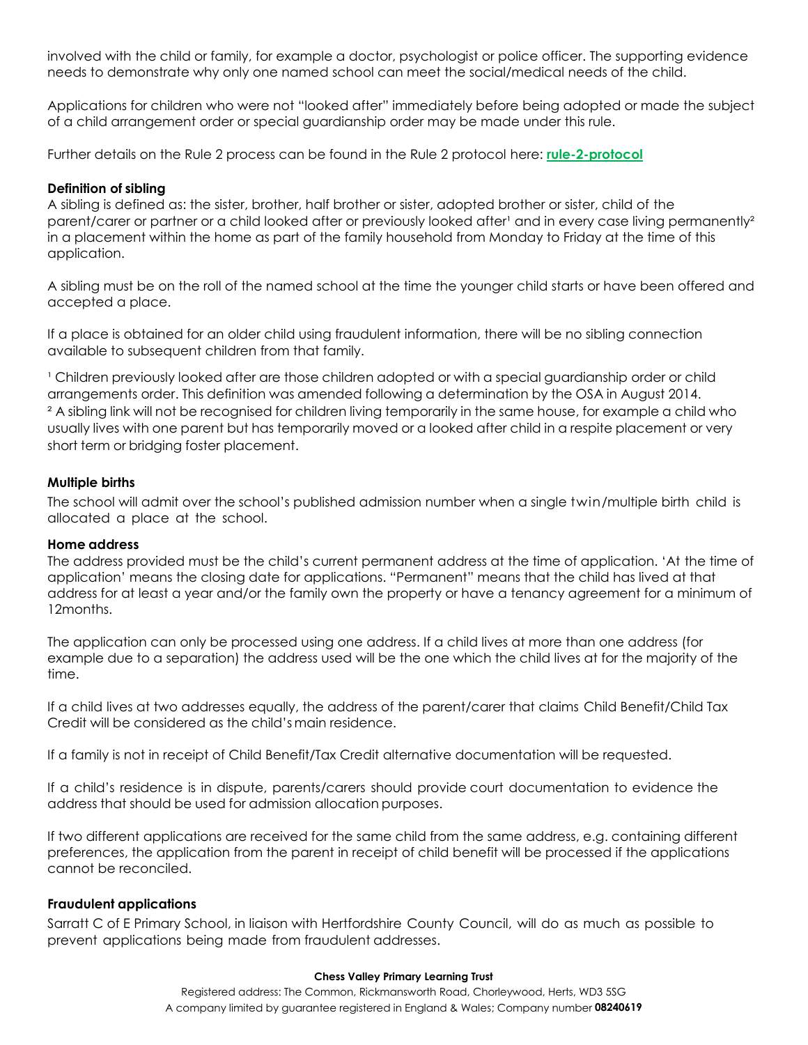involved with the child or family, for example a doctor, psychologist or police officer. The supporting evidence needs to demonstrate why only one named school can meet the social/medical needs of the child.

Applications for children who were not "looked after" immediately before being adopted or made the subject of a child arrangement order or special guardianship order may be made under this rule.

Further details on the Rule 2 process can be found in the Rule 2 protocol here: **rule-2-protocol**

**Definition of sibling**

A sibling is defined as: the sister, brother, half brother or sister, adopted brother or sister, child of the parent/carer or partner or a child looked after or previously looked after[1] and in every case living permanently[2] in a placement within the home as part of the family household from Monday to Friday at the time of this application.

A sibling must be on the roll of the named school at the time the younger child starts or have been offered and accepted a place.

If a place is obtained for an older child using fraudulent information, there will be no sibling connection available to subsequent children from that family.

[1] Children previously looked after are those children adopted or with a special guardianship order or child arrangements order. This definition was amended following a determination by the OSA in August 2014.
[2] A sibling link will not be recognised for children living temporarily in the same house, for example a child who usually lives with one parent but has temporarily moved or a looked after child in a respite placement or very short term or bridging foster placement.

**Multiple births**

The school will admit over the school's published admission number when a single twin/multiple birth child is allocated a place at the school.

**Home address**

The address provided must be the child's current permanent address at the time of application. 'At the time of application' means the closing date for applications. "Permanent" means that the child has lived at that address for at least a year and/or the family own the property or have a tenancy agreement for a minimum of 12months.

The application can only be processed using one address. If a child lives at more than one address (for example due to a separation) the address used will be the one which the child lives at for the majority of the time.

If a child lives at two addresses equally, the address of the parent/carer that claims Child Benefit/Child Tax Credit will be considered as the child's main residence.

If a family is not in receipt of Child Benefit/Tax Credit alternative documentation will be requested.

If a child's residence is in dispute, parents/carers should provide court documentation to evidence the address that should be used for admission allocation purposes.

If two different applications are received for the same child from the same address, e.g. containing different preferences, the application from the parent in receipt of child benefit will be processed if the applications cannot be reconciled.

**Fraudulent applications**

Sarratt C of E Primary School, in liaison with Hertfordshire County Council, will do as much as possible to prevent applications being made from fraudulent addresses.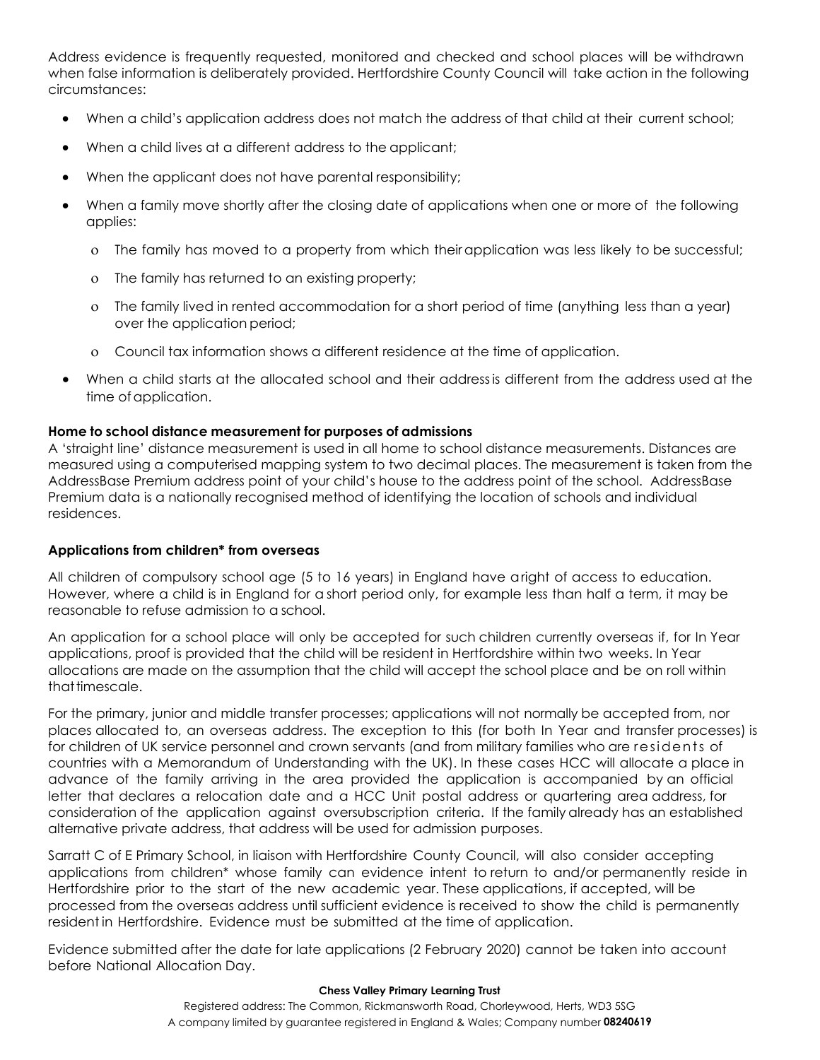Address evidence is frequently requested, monitored and checked and school places will be withdrawn when false information is deliberately provided. Hertfordshire County Council will take action in the following circumstances:

- When a child's application address does not match the address of that child at their current school;
- When a child lives at a different address to the applicant;
- When the applicant does not have parental responsibility;
- When a family move shortly after the closing date of applications when one or more of the following applies:
  - The family has moved to a property from which their application was less likely to be successful;
  - The family has returned to an existing property;
  - The family lived in rented accommodation for a short period of time (anything less than a year) over the application period;
  - Council tax information shows a different residence at the time of application.
- When a child starts at the allocated school and their address is different from the address used at the time of application.

**Home to school distance measurement for purposes of admissions**

A 'straight line' distance measurement is used in all home to school distance measurements. Distances are measured using a computerised mapping system to two decimal places. The measurement is taken from the AddressBase Premium address point of your child's house to the address point of the school. AddressBase Premium data is a nationally recognised method of identifying the location of schools and individual residences.

**Applications from children* from overseas**

All children of compulsory school age (5 to 16 years) in England have a right of access to education. However, where a child is in England for a short period only, for example less than half a term, it may be reasonable to refuse admission to a school.

An application for a school place will only be accepted for such children currently overseas if, for In Year applications, proof is provided that the child will be resident in Hertfordshire within two weeks. In Year allocations are made on the assumption that the child will accept the school place and be on roll within that timescale.

For the primary, junior and middle transfer processes; applications will not normally be accepted from, nor places allocated to, an overseas address. The exception to this (for both In Year and transfer processes) is for children of UK service personnel and crown servants (and from military families who are residents of countries with a Memorandum of Understanding with the UK). In these cases HCC will allocate a place in advance of the family arriving in the area provided the application is accompanied by an official letter that declares a relocation date and a HCC Unit postal address or quartering area address, for consideration of the application against oversubscription criteria. If the family already has an established alternative private address, that address will be used for admission purposes.

Sarratt C of E Primary School, in liaison with Hertfordshire County Council, will also consider accepting applications from children* whose family can evidence intent to return to and/or permanently reside in Hertfordshire prior to the start of the new academic year. These applications, if accepted, will be processed from the overseas address until sufficient evidence is received to show the child is permanently resident in Hertfordshire. Evidence must be submitted at the time of application.

Evidence submitted after the date for late applications (2 February 2020) cannot be taken into account before National Allocation Day.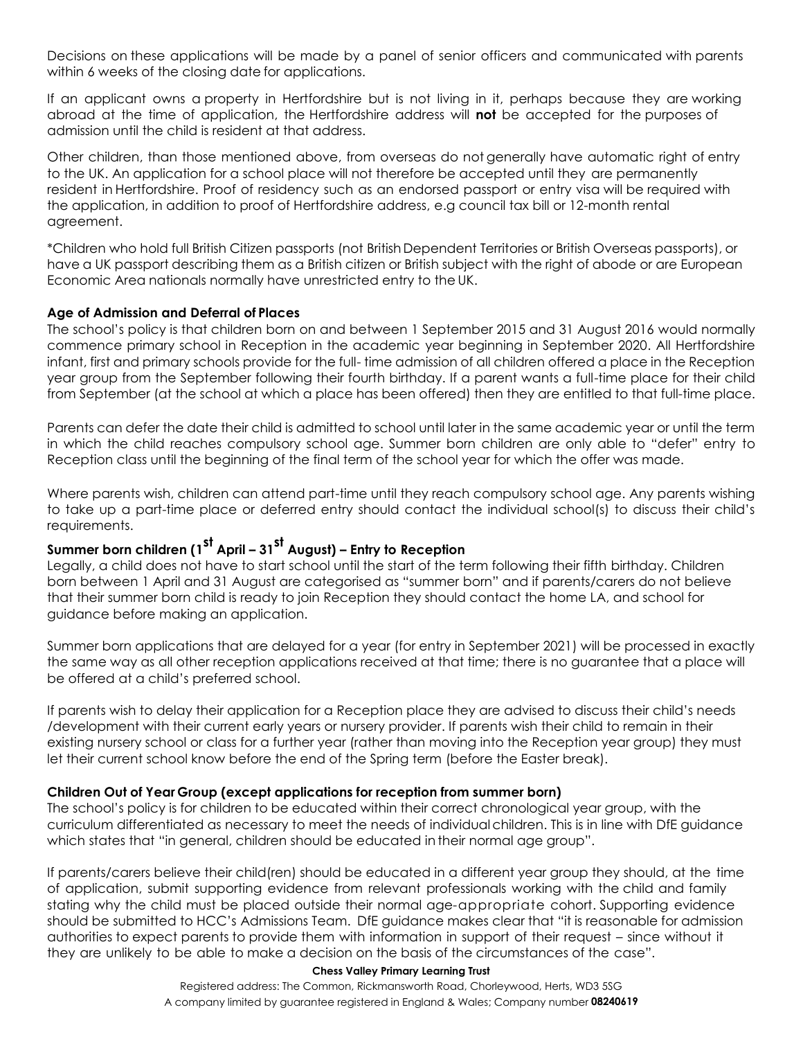Decisions on these applications will be made by a panel of senior officers and communicated with parents within 6 weeks of the closing date for applications.

If an applicant owns a property in Hertfordshire but is not living in it, perhaps because they are working abroad at the time of application, the Hertfordshire address will **not** be accepted for the purposes of admission until the child is resident at that address.

Other children, than those mentioned above, from overseas do not generally have automatic right of entry to the UK. An application for a school place will not therefore be accepted until they are permanently resident in Hertfordshire. Proof of residency such as an endorsed passport or entry visa will be required with the application, in addition to proof of Hertfordshire address, e.g council tax bill or 12-month rental agreement.

*Children who hold full British Citizen passports (not British Dependent Territories or British Overseas passports), or have a UK passport describing them as a British citizen or British subject with the right of abode or are European Economic Area nationals normally have unrestricted entry to the UK.

**Age of Admission and Deferral of Places**

The school's policy is that children born on and between 1 September 2015 and 31 August 2016 would normally commence primary school in Reception in the academic year beginning in September 2020. All Hertfordshire infant, first and primary schools provide for the full- time admission of all children offered a place in the Reception year group from the September following their fourth birthday. If a parent wants a full-time place for their child from September (at the school at which a place has been offered) then they are entitled to that full-time place.

Parents can defer the date their child is admitted to school until later in the same academic year or until the term in which the child reaches compulsory school age. Summer born children are only able to "defer" entry to Reception class until the beginning of the final term of the school year for which the offer was made.

Where parents wish, children can attend part-time until they reach compulsory school age. Any parents wishing to take up a part-time place or deferred entry should contact the individual school(s) to discuss their child's requirements.

**Summer born children (1st April – 31st August) – Entry to Reception**

Legally, a child does not have to start school until the start of the term following their fifth birthday. Children born between 1 April and 31 August are categorised as "summer born" and if parents/carers do not believe that their summer born child is ready to join Reception they should contact the home LA, and school for guidance before making an application.

Summer born applications that are delayed for a year (for entry in September 2021) will be processed in exactly the same way as all other reception applications received at that time; there is no guarantee that a place will be offered at a child's preferred school.

If parents wish to delay their application for a Reception place they are advised to discuss their child's needs /development with their current early years or nursery provider. If parents wish their child to remain in their existing nursery school or class for a further year (rather than moving into the Reception year group) they must let their current school know before the end of the Spring term (before the Easter break).

**Children Out of Year Group (except applications for reception from summer born)**

The school's policy is for children to be educated within their correct chronological year group, with the curriculum differentiated as necessary to meet the needs of individual children. This is in line with DfE guidance which states that "in general, children should be educated in their normal age group".

If parents/carers believe their child(ren) should be educated in a different year group they should, at the time of application, submit supporting evidence from relevant professionals working with the child and family stating why the child must be placed outside their normal age-appropriate cohort. Supporting evidence should be submitted to HCC's Admissions Team. DfE guidance makes clear that "it is reasonable for admission authorities to expect parents to provide them with information in support of their request – since without it they are unlikely to be able to make a decision on the basis of the circumstances of the case".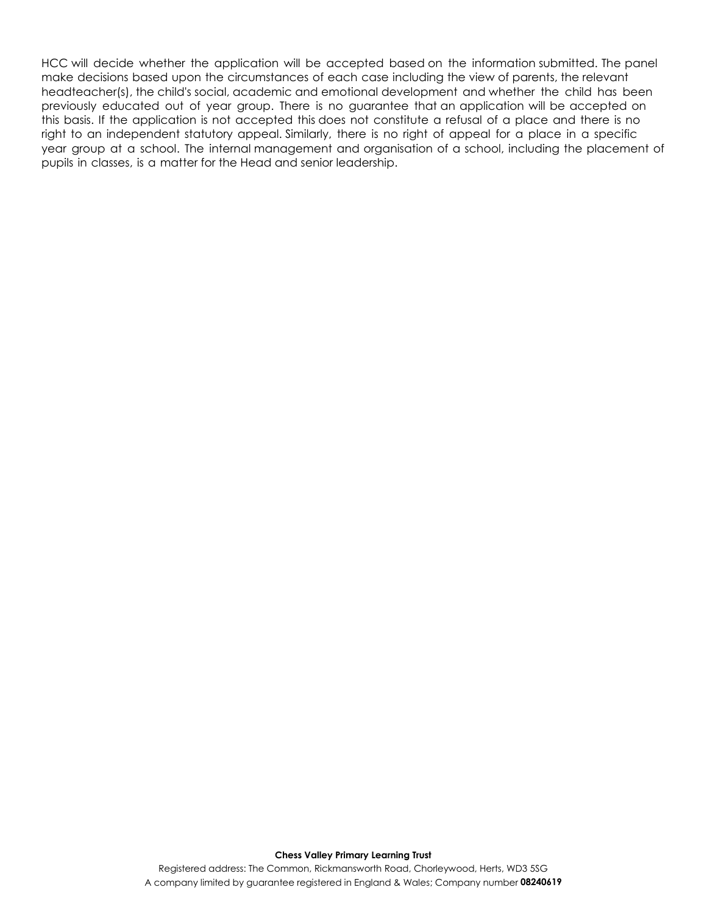HCC will decide whether the application will be accepted based on the information submitted. The panel make decisions based upon the circumstances of each case including the view of parents, the relevant headteacher(s), the child's social, academic and emotional development and whether the child has been previously educated out of year group. There is no guarantee that an application will be accepted on this basis. If the application is not accepted this does not constitute a refusal of a place and there is no right to an independent statutory appeal. Similarly, there is no right of appeal for a place in a specific year group at a school. The internal management and organisation of a school, including the placement of pupils in classes, is a matter for the Head and senior leadership.